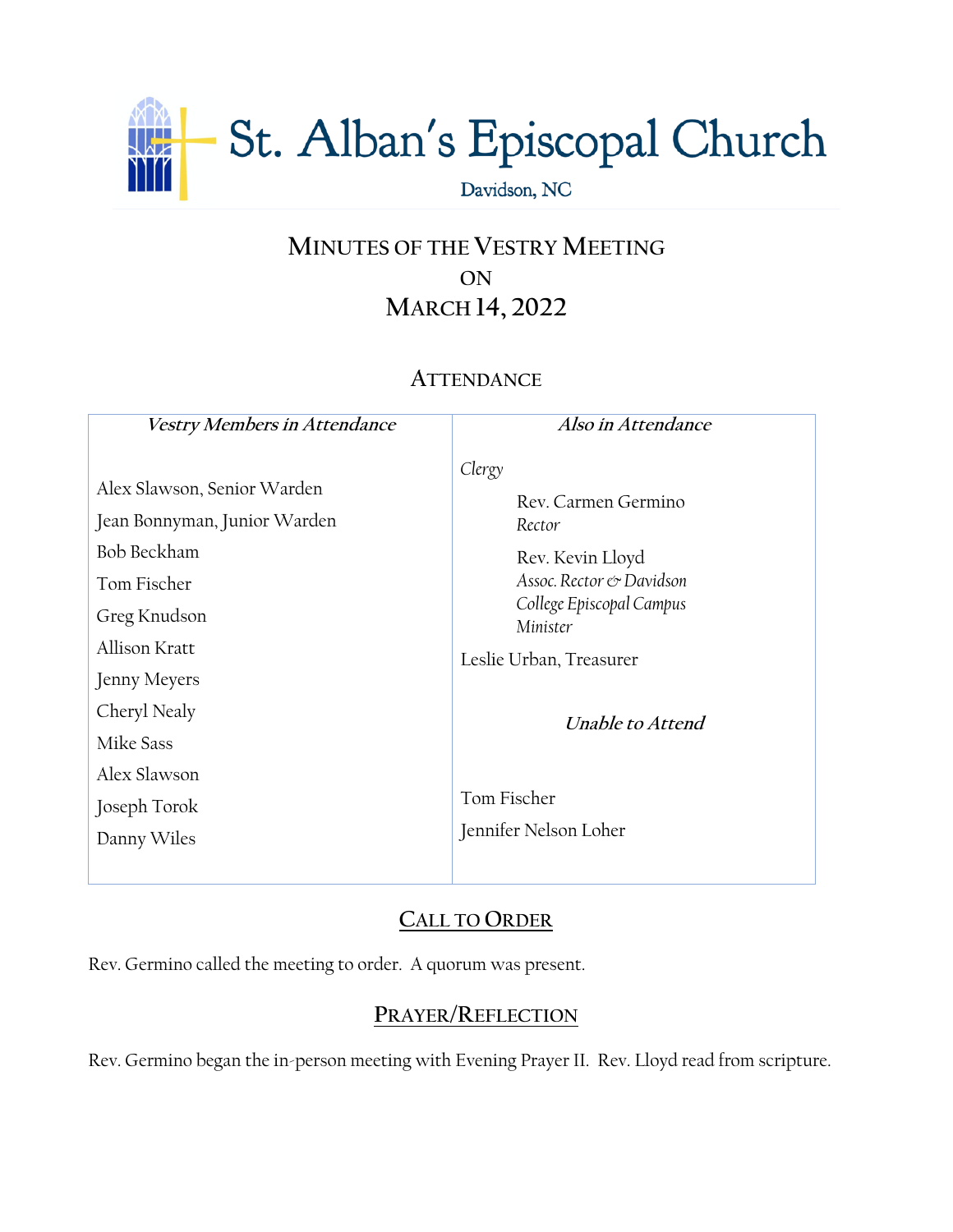# St. Alban's Episcopal Church

Davidson, NC

## MINUTES OF THE VESTRY MEETING ON MARCH 14, 2022

### ATTENDANCE

| *Vestry Members in Attendance* | *Also in Attendance* |
|---|---|
| Alex Slawson, Senior Warden | *Clergy* |
| Jean Bonnyman, Junior Warden | Rev. Carmen Germino, *Rector* |
| Bob Beckham | Rev. Kevin Lloyd, *Assoc. Rector & Davidson College Episcopal Campus Minister* |
| Tom Fischer | Leslie Urban, Treasurer |
| Greg Knudson | |
| Allison Kratt | ***Unable to Attend*** |
| Jenny Meyers | Tom Fischer |
| Cheryl Nealy | Jennifer Nelson Loher |
| Mike Sass | |
| Alex Slawson | |
| Joseph Torok | |
| Danny Wiles | |

### CALL TO ORDER

Rev. Germino called the meeting to order. A quorum was present.

### PRAYER/REFLECTION

Rev. Germino began the in-person meeting with Evening Prayer II. Rev. Lloyd read from scripture.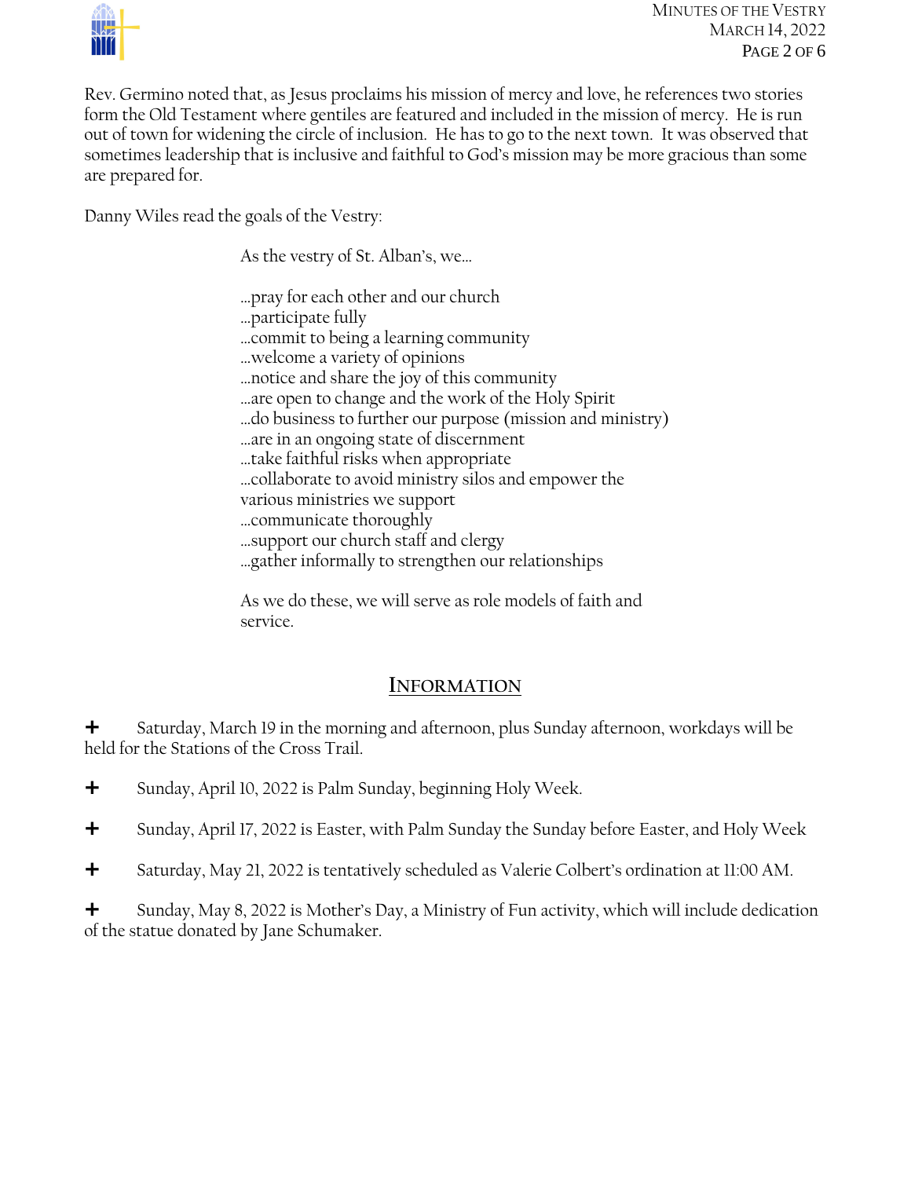Rev. Germino noted that, as Jesus proclaims his mission of mercy and love, he references two stories form the Old Testament where gentiles are featured and included in the mission of mercy. He is run out of town for widening the circle of inclusion. He has to go to the next town. It was observed that sometimes leadership that is inclusive and faithful to God's mission may be more gracious than some are prepared for.

Danny Wiles read the goals of the Vestry:

> As the vestry of St. Alban's, we…
>
> …pray for each other and our church
> …participate fully
> …commit to being a learning community
> …welcome a variety of opinions
> …notice and share the joy of this community
> …are open to change and the work of the Holy Spirit
> …do business to further our purpose (mission and ministry)
> …are in an ongoing state of discernment
> …take faithful risks when appropriate
> …collaborate to avoid ministry silos and empower the various ministries we support
> …communicate thoroughly
> …support our church staff and clergy
> …gather informally to strengthen our relationships
>
> As we do these, we will serve as role models of faith and service.

## INFORMATION

✚ Saturday, March 19 in the morning and afternoon, plus Sunday afternoon, workdays will be held for the Stations of the Cross Trail.

✚ Sunday, April 10, 2022 is Palm Sunday, beginning Holy Week.

✚ Sunday, April 17, 2022 is Easter, with Palm Sunday the Sunday before Easter, and Holy Week

✚ Saturday, May 21, 2022 is tentatively scheduled as Valerie Colbert's ordination at 11:00 AM.

✚ Sunday, May 8, 2022 is Mother's Day, a Ministry of Fun activity, which will include dedication of the statue donated by Jane Schumaker.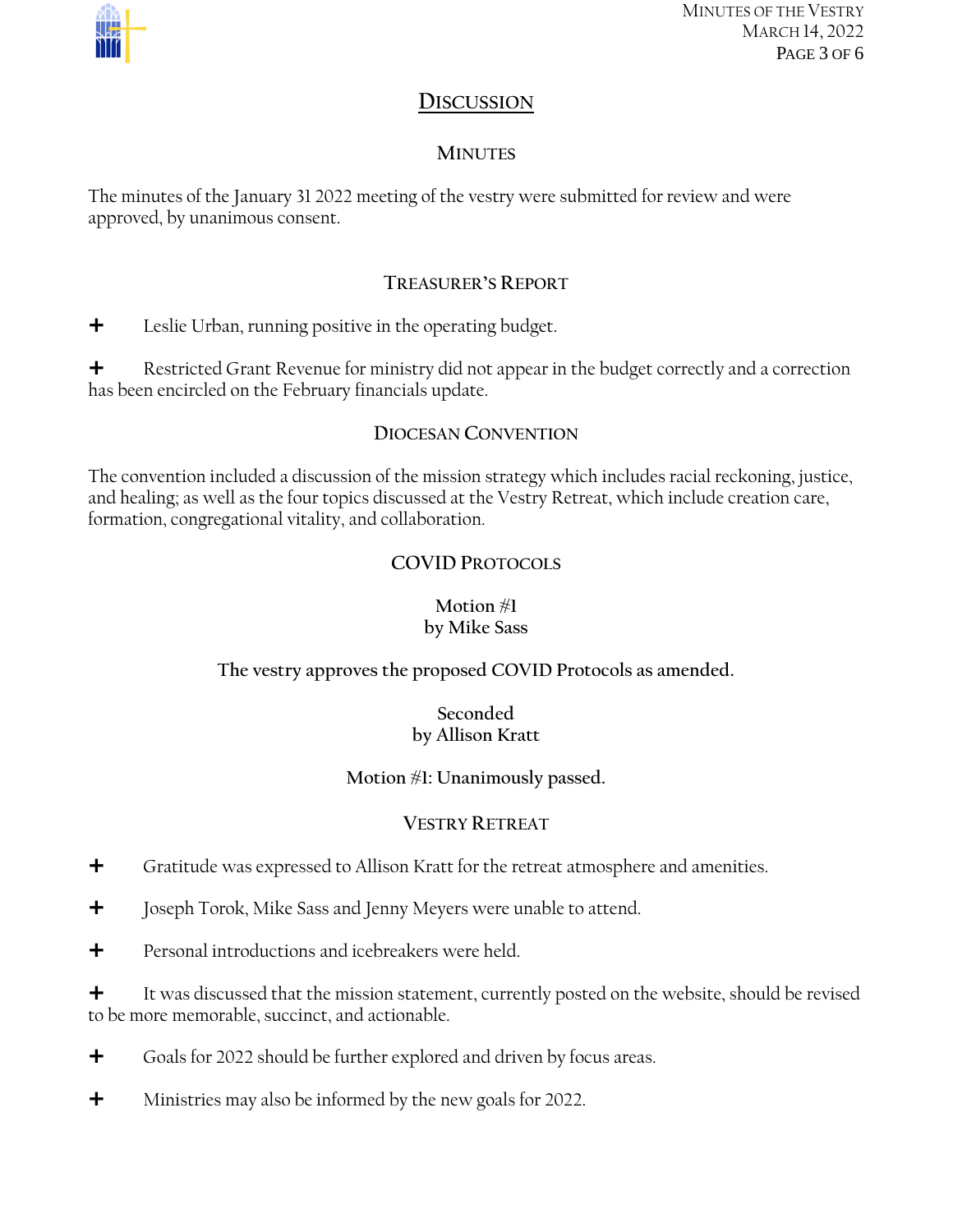# Discussion

## Minutes

The minutes of the January 31 2022 meeting of the vestry were submitted for review and were approved, by unanimous consent.

## Treasurer's Report

- Leslie Urban, running positive in the operating budget.
- Restricted Grant Revenue for ministry did not appear in the budget correctly and a correction has been encircled on the February financials update.

## Diocesan Convention

The convention included a discussion of the mission strategy which includes racial reckoning, justice, and healing; as well as the four topics discussed at the Vestry Retreat, which include creation care, formation, congregational vitality, and collaboration.

## COVID Protocols

**Motion #1**
**by Mike Sass**

**The vestry approves the proposed COVID Protocols as amended.**

**Seconded**
**by Allison Kratt**

**Motion #1: Unanimously passed.**

## Vestry Retreat

- Gratitude was expressed to Allison Kratt for the retreat atmosphere and amenities.
- Joseph Torok, Mike Sass and Jenny Meyers were unable to attend.
- Personal introductions and icebreakers were held.
- It was discussed that the mission statement, currently posted on the website, should be revised to be more memorable, succinct, and actionable.
- Goals for 2022 should be further explored and driven by focus areas.
- Ministries may also be informed by the new goals for 2022.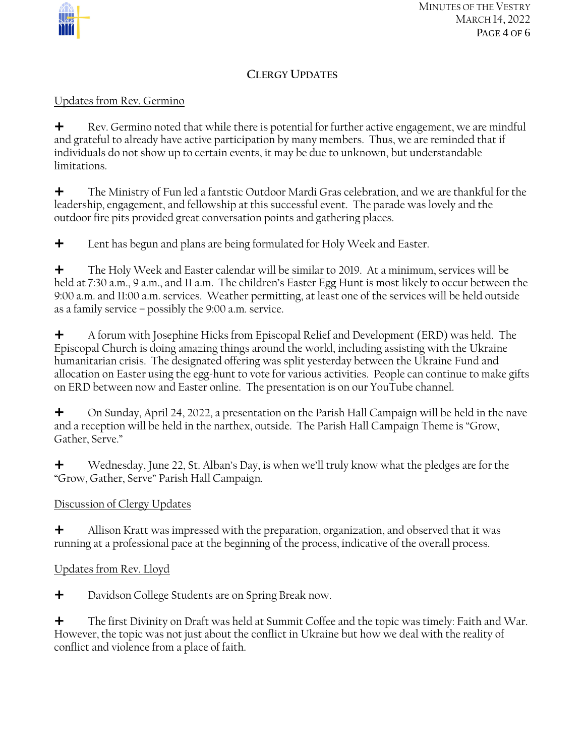## Clergy Updates

Updates from Rev. Germino

+ Rev. Germino noted that while there is potential for further active engagement, we are mindful and grateful to already have active participation by many members. Thus, we are reminded that if individuals do not show up to certain events, it may be due to unknown, but understandable limitations.

+ The Ministry of Fun led a fantstic Outdoor Mardi Gras celebration, and we are thankful for the leadership, engagement, and fellowship at this successful event. The parade was lovely and the outdoor fire pits provided great conversation points and gathering places.

+ Lent has begun and plans are being formulated for Holy Week and Easter.

+ The Holy Week and Easter calendar will be similar to 2019. At a minimum, services will be held at 7:30 a.m., 9 a.m., and 11 a.m. The children's Easter Egg Hunt is most likely to occur between the 9:00 a.m. and 11:00 a.m. services. Weather permitting, at least one of the services will be held outside as a family service – possibly the 9:00 a.m. service.

+ A forum with Josephine Hicks from Episcopal Relief and Development (ERD) was held. The Episcopal Church is doing amazing things around the world, including assisting with the Ukraine humanitarian crisis. The designated offering was split yesterday between the Ukraine Fund and allocation on Easter using the egg-hunt to vote for various activities. People can continue to make gifts on ERD between now and Easter online. The presentation is on our YouTube channel.

+ On Sunday, April 24, 2022, a presentation on the Parish Hall Campaign will be held in the nave and a reception will be held in the narthex, outside. The Parish Hall Campaign Theme is "Grow, Gather, Serve."

+ Wednesday, June 22, St. Alban's Day, is when we'll truly know what the pledges are for the "Grow, Gather, Serve" Parish Hall Campaign.

Discussion of Clergy Updates

+ Allison Kratt was impressed with the preparation, organization, and observed that it was running at a professional pace at the beginning of the process, indicative of the overall process.

Updates from Rev. Lloyd

+ Davidson College Students are on Spring Break now.

+ The first Divinity on Draft was held at Summit Coffee and the topic was timely: Faith and War. However, the topic was not just about the conflict in Ukraine but how we deal with the reality of conflict and violence from a place of faith.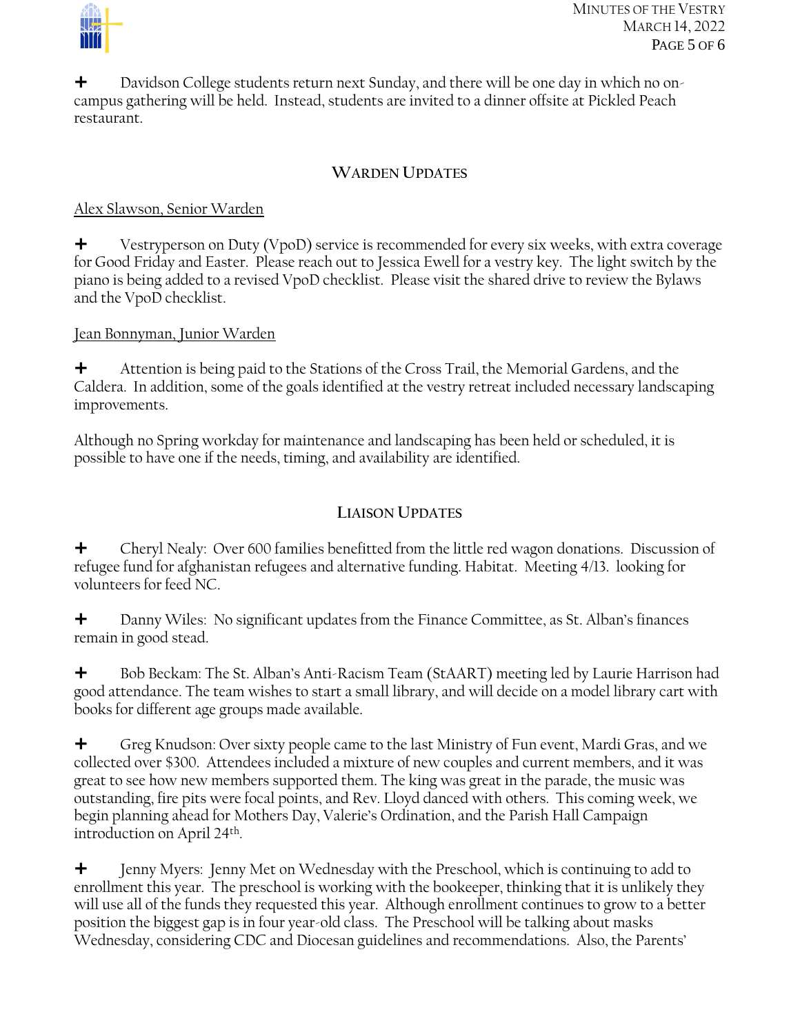✚ Davidson College students return next Sunday, and there will be one day in which no on-campus gathering will be held. Instead, students are invited to a dinner offsite at Pickled Peach restaurant.

## WARDEN UPDATES

Alex Slawson, Senior Warden

✚ Vestryperson on Duty (VpoD) service is recommended for every six weeks, with extra coverage for Good Friday and Easter. Please reach out to Jessica Ewell for a vestry key. The light switch by the piano is being added to a revised VpoD checklist. Please visit the shared drive to review the Bylaws and the VpoD checklist.

Jean Bonnyman, Junior Warden

✚ Attention is being paid to the Stations of the Cross Trail, the Memorial Gardens, and the Caldera. In addition, some of the goals identified at the vestry retreat included necessary landscaping improvements.

Although no Spring workday for maintenance and landscaping has been held or scheduled, it is possible to have one if the needs, timing, and availability are identified.

## LIAISON UPDATES

✚ Cheryl Nealy: Over 600 families benefitted from the little red wagon donations. Discussion of refugee fund for afghanistan refugees and alternative funding. Habitat. Meeting 4/13. looking for volunteers for feed NC.

✚ Danny Wiles: No significant updates from the Finance Committee, as St. Alban's finances remain in good stead.

✚ Bob Beckam: The St. Alban's Anti-Racism Team (StAART) meeting led by Laurie Harrison had good attendance. The team wishes to start a small library, and will decide on a model library cart with books for different age groups made available.

✚ Greg Knudson: Over sixty people came to the last Ministry of Fun event, Mardi Gras, and we collected over $300. Attendees included a mixture of new couples and current members, and it was great to see how new members supported them. The king was great in the parade, the music was outstanding, fire pits were focal points, and Rev. Lloyd danced with others. This coming week, we begin planning ahead for Mothers Day, Valerie's Ordination, and the Parish Hall Campaign introduction on April 24th.

✚ Jenny Myers: Jenny Met on Wednesday with the Preschool, which is continuing to add to enrollment this year. The preschool is working with the bookeeper, thinking that it is unlikely they will use all of the funds they requested this year. Although enrollment continues to grow to a better position the biggest gap is in four year-old class. The Preschool will be talking about masks Wednesday, considering CDC and Diocesan guidelines and recommendations. Also, the Parents'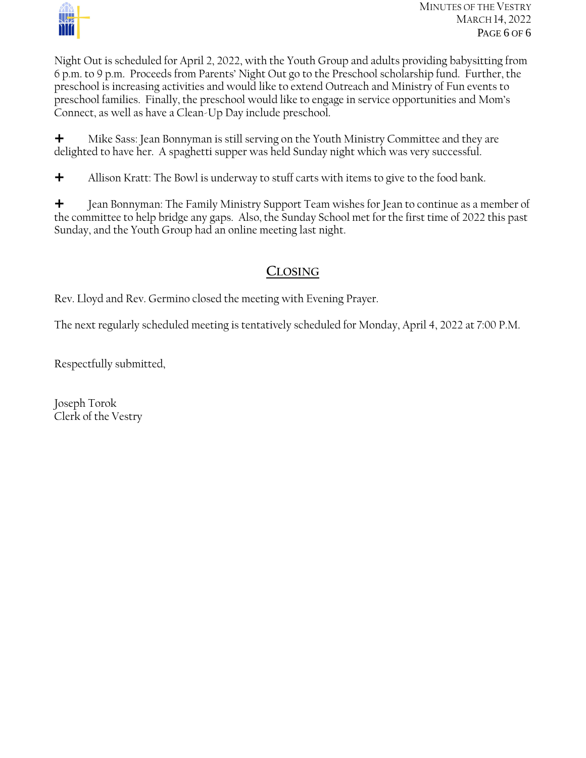Night Out is scheduled for April 2, 2022, with the Youth Group and adults providing babysitting from 6 p.m. to 9 p.m. Proceeds from Parents' Night Out go to the Preschool scholarship fund. Further, the preschool is increasing activities and would like to extend Outreach and Ministry of Fun events to preschool families. Finally, the preschool would like to engage in service opportunities and Mom's Connect, as well as have a Clean-Up Day include preschool.

✚ Mike Sass: Jean Bonnyman is still serving on the Youth Ministry Committee and they are delighted to have her. A spaghetti supper was held Sunday night which was very successful.

✚ Allison Kratt: The Bowl is underway to stuff carts with items to give to the food bank.

✚ Jean Bonnyman: The Family Ministry Support Team wishes for Jean to continue as a member of the committee to help bridge any gaps. Also, the Sunday School met for the first time of 2022 this past Sunday, and the Youth Group had an online meeting last night.

## Closing

Rev. Lloyd and Rev. Germino closed the meeting with Evening Prayer.

The next regularly scheduled meeting is tentatively scheduled for Monday, April 4, 2022 at 7:00 P.M.

Respectfully submitted,

Joseph Torok
Clerk of the Vestry